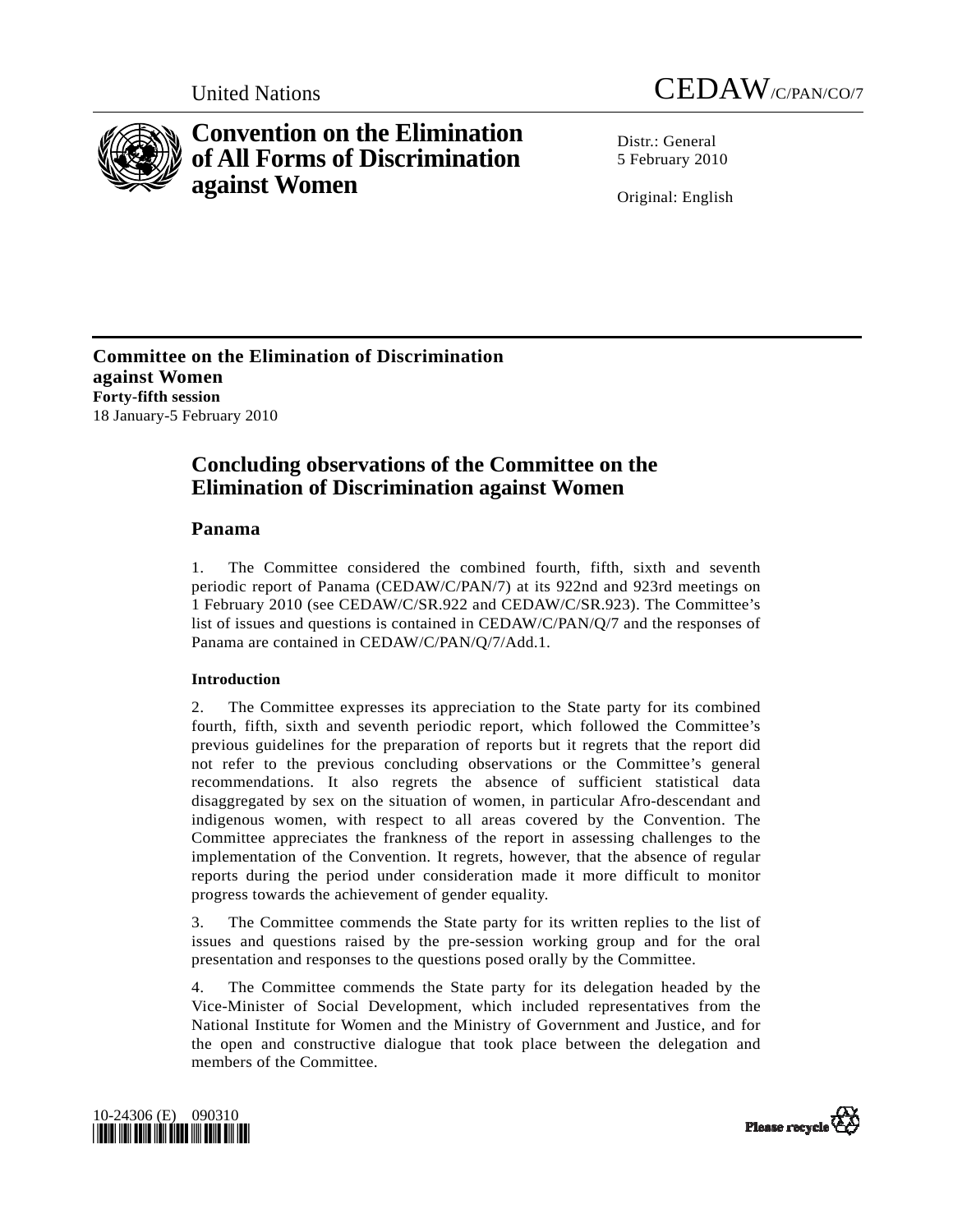United Nations CEDAW/C/PAN/CO/7

# Convention on the Elimination of All Forms of Discrimination against Women

Distr.: General
5 February 2010

Original: English

**Committee on the Elimination of Discrimination against Women**
**Forty-fifth session**
18 January-5 February 2010

## Concluding observations of the Committee on the Elimination of Discrimination against Women

## Panama

1. The Committee considered the combined fourth, fifth, sixth and seventh periodic report of Panama (CEDAW/C/PAN/7) at its 922nd and 923rd meetings on 1 February 2010 (see CEDAW/C/SR.922 and CEDAW/C/SR.923). The Committee's list of issues and questions is contained in CEDAW/C/PAN/Q/7 and the responses of Panama are contained in CEDAW/C/PAN/Q/7/Add.1.

### Introduction

2. The Committee expresses its appreciation to the State party for its combined fourth, fifth, sixth and seventh periodic report, which followed the Committee's previous guidelines for the preparation of reports but it regrets that the report did not refer to the previous concluding observations or the Committee's general recommendations. It also regrets the absence of sufficient statistical data disaggregated by sex on the situation of women, in particular Afro-descendant and indigenous women, with respect to all areas covered by the Convention. The Committee appreciates the frankness of the report in assessing challenges to the implementation of the Convention. It regrets, however, that the absence of regular reports during the period under consideration made it more difficult to monitor progress towards the achievement of gender equality.

3. The Committee commends the State party for its written replies to the list of issues and questions raised by the pre-session working group and for the oral presentation and responses to the questions posed orally by the Committee.

4. The Committee commends the State party for its delegation headed by the Vice-Minister of Social Development, which included representatives from the National Institute for Women and the Ministry of Government and Justice, and for the open and constructive dialogue that took place between the delegation and members of the Committee.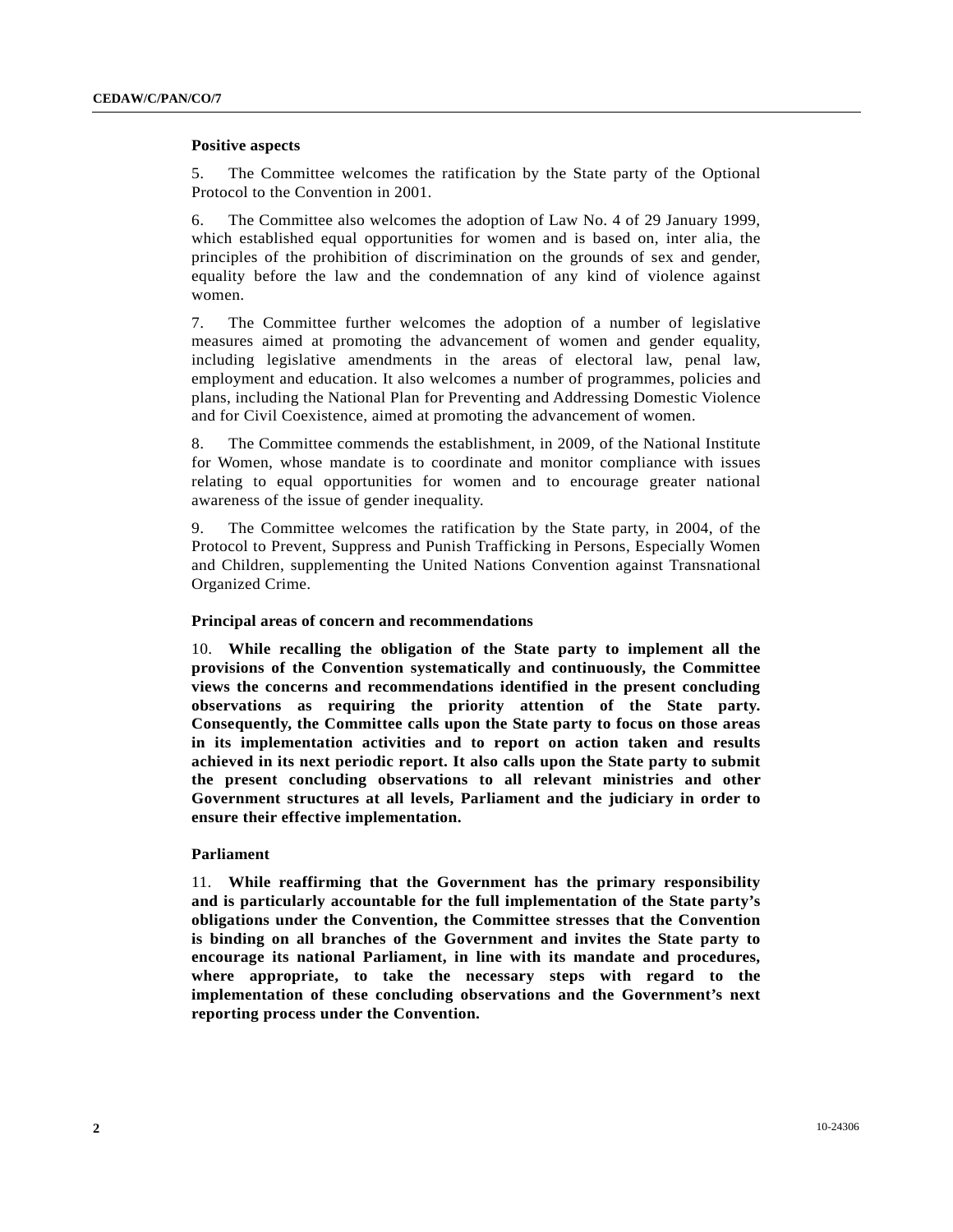### Positive aspects

5. The Committee welcomes the ratification by the State party of the Optional Protocol to the Convention in 2001.

6. The Committee also welcomes the adoption of Law No. 4 of 29 January 1999, which established equal opportunities for women and is based on, inter alia, the principles of the prohibition of discrimination on the grounds of sex and gender, equality before the law and the condemnation of any kind of violence against women.

7. The Committee further welcomes the adoption of a number of legislative measures aimed at promoting the advancement of women and gender equality, including legislative amendments in the areas of electoral law, penal law, employment and education. It also welcomes a number of programmes, policies and plans, including the National Plan for Preventing and Addressing Domestic Violence and for Civil Coexistence, aimed at promoting the advancement of women.

8. The Committee commends the establishment, in 2009, of the National Institute for Women, whose mandate is to coordinate and monitor compliance with issues relating to equal opportunities for women and to encourage greater national awareness of the issue of gender inequality.

9. The Committee welcomes the ratification by the State party, in 2004, of the Protocol to Prevent, Suppress and Punish Trafficking in Persons, Especially Women and Children, supplementing the United Nations Convention against Transnational Organized Crime.

### Principal areas of concern and recommendations

10. **While recalling the obligation of the State party to implement all the provisions of the Convention systematically and continuously, the Committee views the concerns and recommendations identified in the present concluding observations as requiring the priority attention of the State party. Consequently, the Committee calls upon the State party to focus on those areas in its implementation activities and to report on action taken and results achieved in its next periodic report. It also calls upon the State party to submit the present concluding observations to all relevant ministries and other Government structures at all levels, Parliament and the judiciary in order to ensure their effective implementation.**

### Parliament

11. **While reaffirming that the Government has the primary responsibility and is particularly accountable for the full implementation of the State party's obligations under the Convention, the Committee stresses that the Convention is binding on all branches of the Government and invites the State party to encourage its national Parliament, in line with its mandate and procedures, where appropriate, to take the necessary steps with regard to the implementation of these concluding observations and the Government's next reporting process under the Convention.**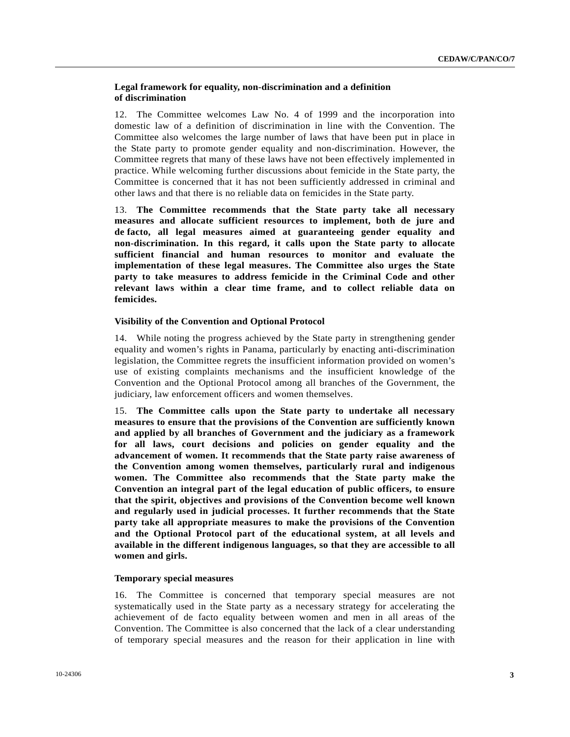### Legal framework for equality, non-discrimination and a definition of discrimination

12. The Committee welcomes Law No. 4 of 1999 and the incorporation into domestic law of a definition of discrimination in line with the Convention. The Committee also welcomes the large number of laws that have been put in place in the State party to promote gender equality and non-discrimination. However, the Committee regrets that many of these laws have not been effectively implemented in practice. While welcoming further discussions about femicide in the State party, the Committee is concerned that it has not been sufficiently addressed in criminal and other laws and that there is no reliable data on femicides in the State party.

13. **The Committee recommends that the State party take all necessary measures and allocate sufficient resources to implement, both de jure and de facto, all legal measures aimed at guaranteeing gender equality and non-discrimination. In this regard, it calls upon the State party to allocate sufficient financial and human resources to monitor and evaluate the implementation of these legal measures. The Committee also urges the State party to take measures to address femicide in the Criminal Code and other relevant laws within a clear time frame, and to collect reliable data on femicides.**

### Visibility of the Convention and Optional Protocol

14. While noting the progress achieved by the State party in strengthening gender equality and women's rights in Panama, particularly by enacting anti-discrimination legislation, the Committee regrets the insufficient information provided on women's use of existing complaints mechanisms and the insufficient knowledge of the Convention and the Optional Protocol among all branches of the Government, the judiciary, law enforcement officers and women themselves.

15. **The Committee calls upon the State party to undertake all necessary measures to ensure that the provisions of the Convention are sufficiently known and applied by all branches of Government and the judiciary as a framework for all laws, court decisions and policies on gender equality and the advancement of women. It recommends that the State party raise awareness of the Convention among women themselves, particularly rural and indigenous women. The Committee also recommends that the State party make the Convention an integral part of the legal education of public officers, to ensure that the spirit, objectives and provisions of the Convention become well known and regularly used in judicial processes. It further recommends that the State party take all appropriate measures to make the provisions of the Convention and the Optional Protocol part of the educational system, at all levels and available in the different indigenous languages, so that they are accessible to all women and girls.**

### Temporary special measures

16. The Committee is concerned that temporary special measures are not systematically used in the State party as a necessary strategy for accelerating the achievement of de facto equality between women and men in all areas of the Convention. The Committee is also concerned that the lack of a clear understanding of temporary special measures and the reason for their application in line with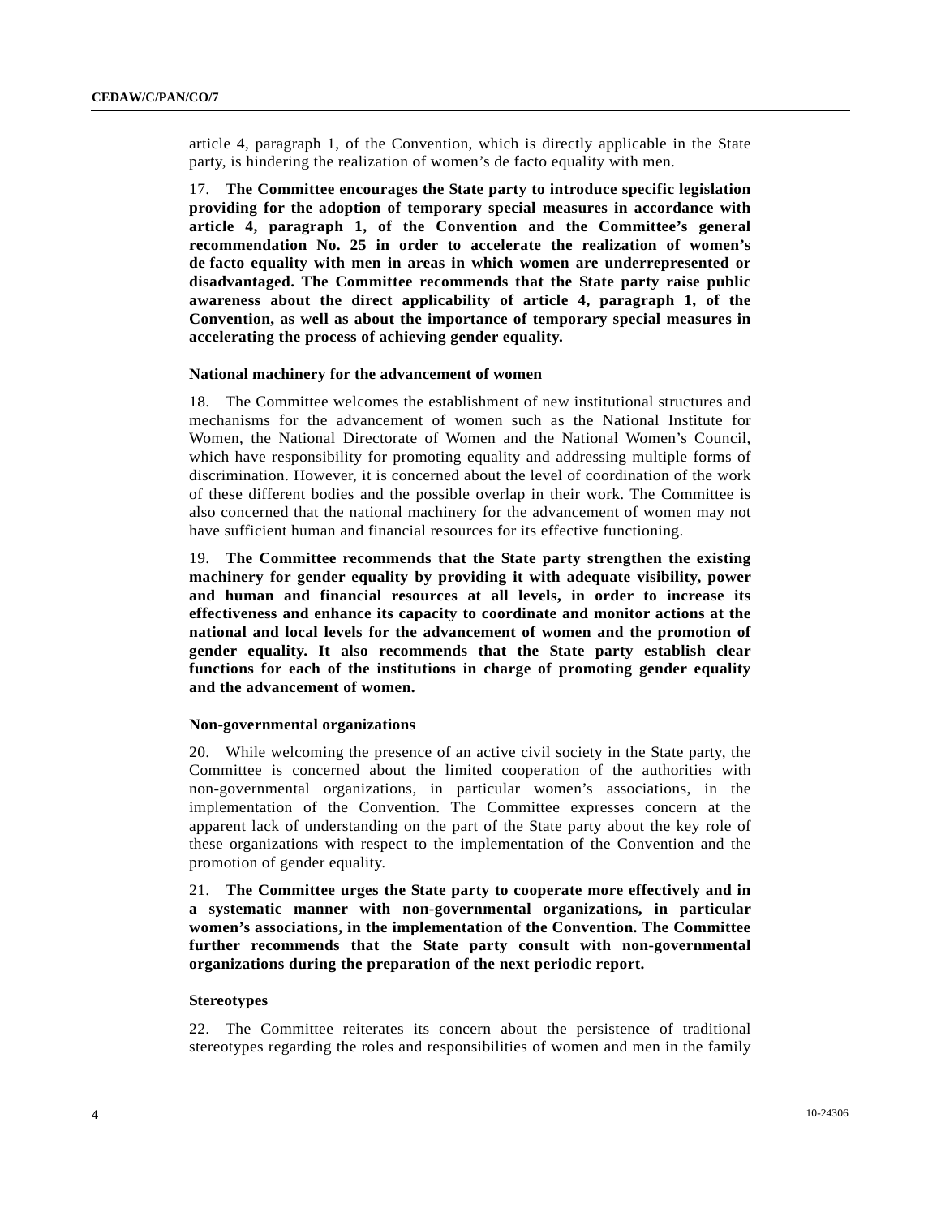article 4, paragraph 1, of the Convention, which is directly applicable in the State party, is hindering the realization of women's de facto equality with men.

17. **The Committee encourages the State party to introduce specific legislation providing for the adoption of temporary special measures in accordance with article 4, paragraph 1, of the Convention and the Committee's general recommendation No. 25 in order to accelerate the realization of women's de facto equality with men in areas in which women are underrepresented or disadvantaged. The Committee recommends that the State party raise public awareness about the direct applicability of article 4, paragraph 1, of the Convention, as well as about the importance of temporary special measures in accelerating the process of achieving gender equality.**

### National machinery for the advancement of women

18. The Committee welcomes the establishment of new institutional structures and mechanisms for the advancement of women such as the National Institute for Women, the National Directorate of Women and the National Women's Council, which have responsibility for promoting equality and addressing multiple forms of discrimination. However, it is concerned about the level of coordination of the work of these different bodies and the possible overlap in their work. The Committee is also concerned that the national machinery for the advancement of women may not have sufficient human and financial resources for its effective functioning.

19. **The Committee recommends that the State party strengthen the existing machinery for gender equality by providing it with adequate visibility, power and human and financial resources at all levels, in order to increase its effectiveness and enhance its capacity to coordinate and monitor actions at the national and local levels for the advancement of women and the promotion of gender equality. It also recommends that the State party establish clear functions for each of the institutions in charge of promoting gender equality and the advancement of women.**

### Non-governmental organizations

20. While welcoming the presence of an active civil society in the State party, the Committee is concerned about the limited cooperation of the authorities with non-governmental organizations, in particular women's associations, in the implementation of the Convention. The Committee expresses concern at the apparent lack of understanding on the part of the State party about the key role of these organizations with respect to the implementation of the Convention and the promotion of gender equality.

21. **The Committee urges the State party to cooperate more effectively and in a systematic manner with non-governmental organizations, in particular women's associations, in the implementation of the Convention. The Committee further recommends that the State party consult with non-governmental organizations during the preparation of the next periodic report.**

### Stereotypes

22. The Committee reiterates its concern about the persistence of traditional stereotypes regarding the roles and responsibilities of women and men in the family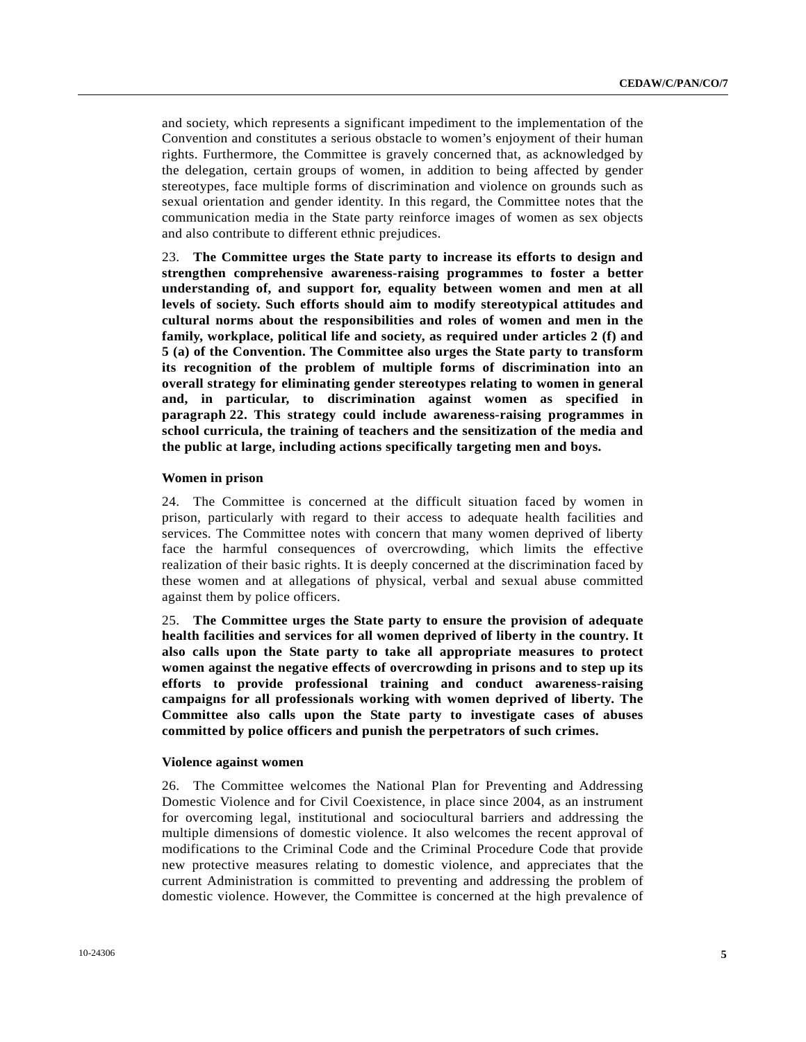and society, which represents a significant impediment to the implementation of the Convention and constitutes a serious obstacle to women's enjoyment of their human rights. Furthermore, the Committee is gravely concerned that, as acknowledged by the delegation, certain groups of women, in addition to being affected by gender stereotypes, face multiple forms of discrimination and violence on grounds such as sexual orientation and gender identity. In this regard, the Committee notes that the communication media in the State party reinforce images of women as sex objects and also contribute to different ethnic prejudices.

23. **The Committee urges the State party to increase its efforts to design and strengthen comprehensive awareness-raising programmes to foster a better understanding of, and support for, equality between women and men at all levels of society. Such efforts should aim to modify stereotypical attitudes and cultural norms about the responsibilities and roles of women and men in the family, workplace, political life and society, as required under articles 2 (f) and 5 (a) of the Convention. The Committee also urges the State party to transform its recognition of the problem of multiple forms of discrimination into an overall strategy for eliminating gender stereotypes relating to women in general and, in particular, to discrimination against women as specified in paragraph 22. This strategy could include awareness-raising programmes in school curricula, the training of teachers and the sensitization of the media and the public at large, including actions specifically targeting men and boys.**

### Women in prison

24. The Committee is concerned at the difficult situation faced by women in prison, particularly with regard to their access to adequate health facilities and services. The Committee notes with concern that many women deprived of liberty face the harmful consequences of overcrowding, which limits the effective realization of their basic rights. It is deeply concerned at the discrimination faced by these women and at allegations of physical, verbal and sexual abuse committed against them by police officers.

25. **The Committee urges the State party to ensure the provision of adequate health facilities and services for all women deprived of liberty in the country. It also calls upon the State party to take all appropriate measures to protect women against the negative effects of overcrowding in prisons and to step up its efforts to provide professional training and conduct awareness-raising campaigns for all professionals working with women deprived of liberty. The Committee also calls upon the State party to investigate cases of abuses committed by police officers and punish the perpetrators of such crimes.**

### Violence against women

26. The Committee welcomes the National Plan for Preventing and Addressing Domestic Violence and for Civil Coexistence, in place since 2004, as an instrument for overcoming legal, institutional and sociocultural barriers and addressing the multiple dimensions of domestic violence. It also welcomes the recent approval of modifications to the Criminal Code and the Criminal Procedure Code that provide new protective measures relating to domestic violence, and appreciates that the current Administration is committed to preventing and addressing the problem of domestic violence. However, the Committee is concerned at the high prevalence of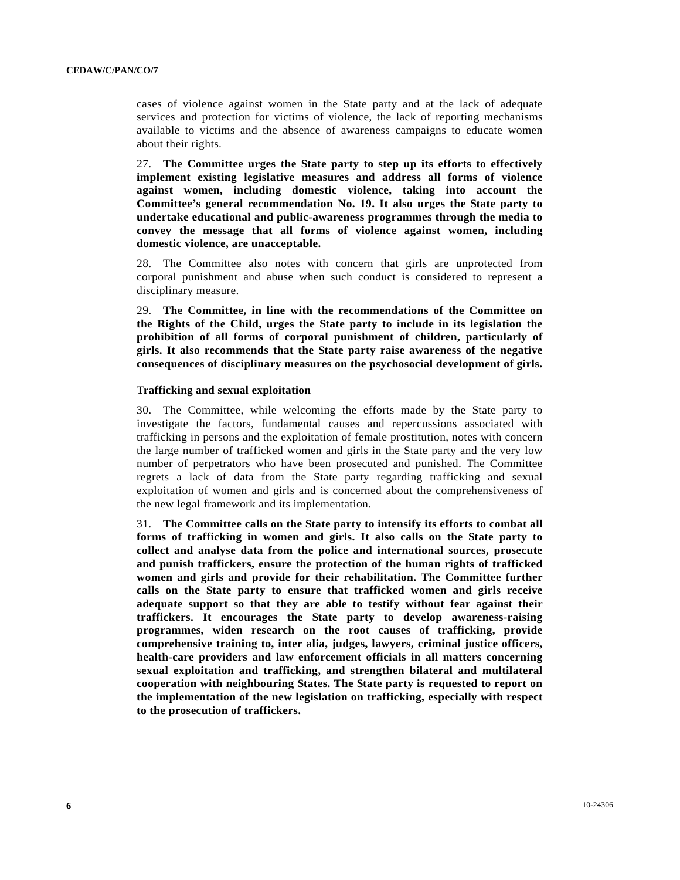cases of violence against women in the State party and at the lack of adequate services and protection for victims of violence, the lack of reporting mechanisms available to victims and the absence of awareness campaigns to educate women about their rights.

27. **The Committee urges the State party to step up its efforts to effectively implement existing legislative measures and address all forms of violence against women, including domestic violence, taking into account the Committee's general recommendation No. 19. It also urges the State party to undertake educational and public-awareness programmes through the media to convey the message that all forms of violence against women, including domestic violence, are unacceptable.**

28. The Committee also notes with concern that girls are unprotected from corporal punishment and abuse when such conduct is considered to represent a disciplinary measure.

29. **The Committee, in line with the recommendations of the Committee on the Rights of the Child, urges the State party to include in its legislation the prohibition of all forms of corporal punishment of children, particularly of girls. It also recommends that the State party raise awareness of the negative consequences of disciplinary measures on the psychosocial development of girls.**

### Trafficking and sexual exploitation

30. The Committee, while welcoming the efforts made by the State party to investigate the factors, fundamental causes and repercussions associated with trafficking in persons and the exploitation of female prostitution, notes with concern the large number of trafficked women and girls in the State party and the very low number of perpetrators who have been prosecuted and punished. The Committee regrets a lack of data from the State party regarding trafficking and sexual exploitation of women and girls and is concerned about the comprehensiveness of the new legal framework and its implementation.

31. **The Committee calls on the State party to intensify its efforts to combat all forms of trafficking in women and girls. It also calls on the State party to collect and analyse data from the police and international sources, prosecute and punish traffickers, ensure the protection of the human rights of trafficked women and girls and provide for their rehabilitation. The Committee further calls on the State party to ensure that trafficked women and girls receive adequate support so that they are able to testify without fear against their traffickers. It encourages the State party to develop awareness-raising programmes, widen research on the root causes of trafficking, provide comprehensive training to, inter alia, judges, lawyers, criminal justice officers, health-care providers and law enforcement officials in all matters concerning sexual exploitation and trafficking, and strengthen bilateral and multilateral cooperation with neighbouring States. The State party is requested to report on the implementation of the new legislation on trafficking, especially with respect to the prosecution of traffickers.**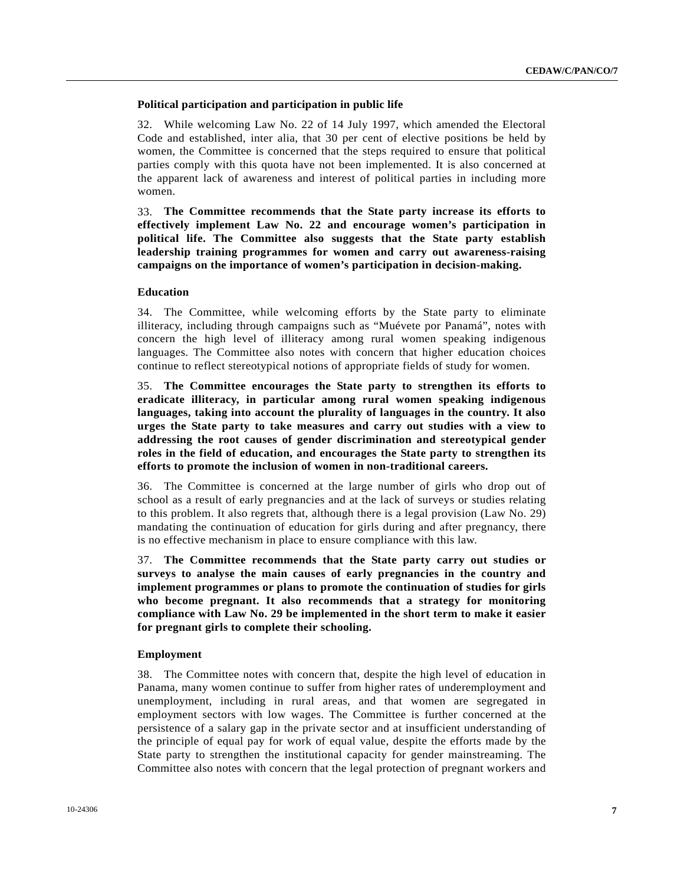### Political participation and participation in public life

32. While welcoming Law No. 22 of 14 July 1997, which amended the Electoral Code and established, inter alia, that 30 per cent of elective positions be held by women, the Committee is concerned that the steps required to ensure that political parties comply with this quota have not been implemented. It is also concerned at the apparent lack of awareness and interest of political parties in including more women.

33. **The Committee recommends that the State party increase its efforts to effectively implement Law No. 22 and encourage women's participation in political life. The Committee also suggests that the State party establish leadership training programmes for women and carry out awareness-raising campaigns on the importance of women's participation in decision-making.**

### Education

34. The Committee, while welcoming efforts by the State party to eliminate illiteracy, including through campaigns such as "Muévete por Panamá", notes with concern the high level of illiteracy among rural women speaking indigenous languages. The Committee also notes with concern that higher education choices continue to reflect stereotypical notions of appropriate fields of study for women.

35. **The Committee encourages the State party to strengthen its efforts to eradicate illiteracy, in particular among rural women speaking indigenous languages, taking into account the plurality of languages in the country. It also urges the State party to take measures and carry out studies with a view to addressing the root causes of gender discrimination and stereotypical gender roles in the field of education, and encourages the State party to strengthen its efforts to promote the inclusion of women in non-traditional careers.**

36. The Committee is concerned at the large number of girls who drop out of school as a result of early pregnancies and at the lack of surveys or studies relating to this problem. It also regrets that, although there is a legal provision (Law No. 29) mandating the continuation of education for girls during and after pregnancy, there is no effective mechanism in place to ensure compliance with this law.

37. **The Committee recommends that the State party carry out studies or surveys to analyse the main causes of early pregnancies in the country and implement programmes or plans to promote the continuation of studies for girls who become pregnant. It also recommends that a strategy for monitoring compliance with Law No. 29 be implemented in the short term to make it easier for pregnant girls to complete their schooling.**

### Employment

38. The Committee notes with concern that, despite the high level of education in Panama, many women continue to suffer from higher rates of underemployment and unemployment, including in rural areas, and that women are segregated in employment sectors with low wages. The Committee is further concerned at the persistence of a salary gap in the private sector and at insufficient understanding of the principle of equal pay for work of equal value, despite the efforts made by the State party to strengthen the institutional capacity for gender mainstreaming. The Committee also notes with concern that the legal protection of pregnant workers and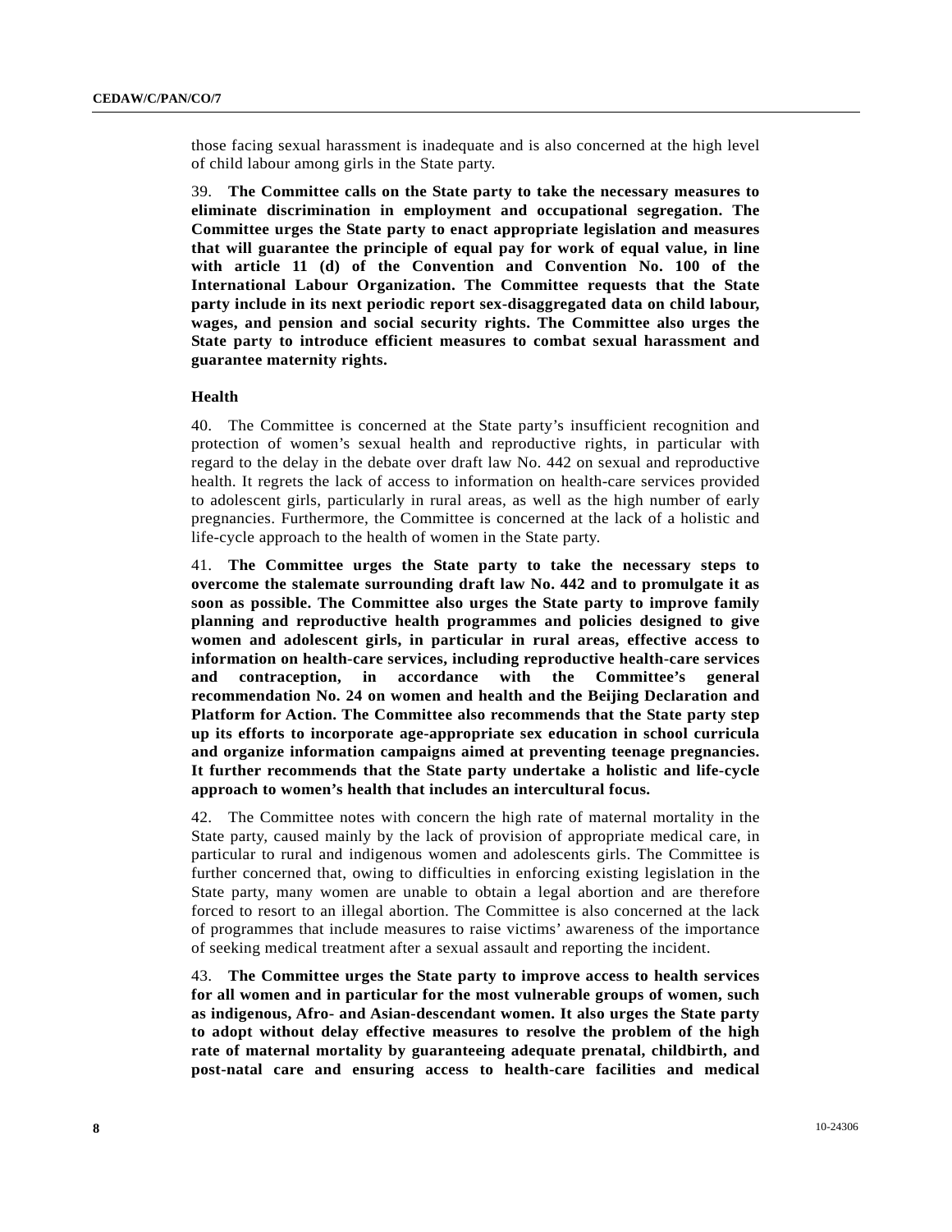those facing sexual harassment is inadequate and is also concerned at the high level of child labour among girls in the State party.

39. **The Committee calls on the State party to take the necessary measures to eliminate discrimination in employment and occupational segregation. The Committee urges the State party to enact appropriate legislation and measures that will guarantee the principle of equal pay for work of equal value, in line with article 11 (d) of the Convention and Convention No. 100 of the International Labour Organization. The Committee requests that the State party include in its next periodic report sex-disaggregated data on child labour, wages, and pension and social security rights. The Committee also urges the State party to introduce efficient measures to combat sexual harassment and guarantee maternity rights.**

### Health

40. The Committee is concerned at the State party's insufficient recognition and protection of women's sexual health and reproductive rights, in particular with regard to the delay in the debate over draft law No. 442 on sexual and reproductive health. It regrets the lack of access to information on health-care services provided to adolescent girls, particularly in rural areas, as well as the high number of early pregnancies. Furthermore, the Committee is concerned at the lack of a holistic and life-cycle approach to the health of women in the State party.

41. **The Committee urges the State party to take the necessary steps to overcome the stalemate surrounding draft law No. 442 and to promulgate it as soon as possible. The Committee also urges the State party to improve family planning and reproductive health programmes and policies designed to give women and adolescent girls, in particular in rural areas, effective access to information on health-care services, including reproductive health-care services and contraception, in accordance with the Committee's general recommendation No. 24 on women and health and the Beijing Declaration and Platform for Action. The Committee also recommends that the State party step up its efforts to incorporate age-appropriate sex education in school curricula and organize information campaigns aimed at preventing teenage pregnancies. It further recommends that the State party undertake a holistic and life-cycle approach to women's health that includes an intercultural focus.**

42. The Committee notes with concern the high rate of maternal mortality in the State party, caused mainly by the lack of provision of appropriate medical care, in particular to rural and indigenous women and adolescents girls. The Committee is further concerned that, owing to difficulties in enforcing existing legislation in the State party, many women are unable to obtain a legal abortion and are therefore forced to resort to an illegal abortion. The Committee is also concerned at the lack of programmes that include measures to raise victims' awareness of the importance of seeking medical treatment after a sexual assault and reporting the incident.

43. **The Committee urges the State party to improve access to health services for all women and in particular for the most vulnerable groups of women, such as indigenous, Afro- and Asian-descendant women. It also urges the State party to adopt without delay effective measures to resolve the problem of the high rate of maternal mortality by guaranteeing adequate prenatal, childbirth, and post-natal care and ensuring access to health-care facilities and medical**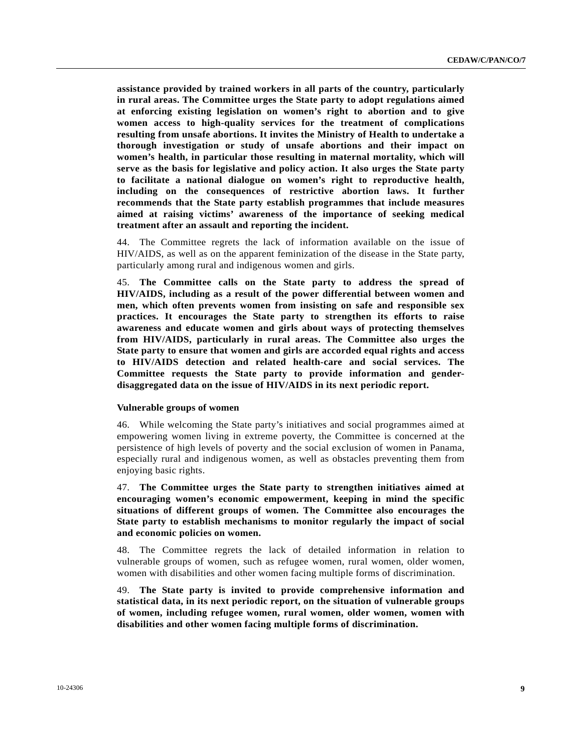**assistance provided by trained workers in all parts of the country, particularly in rural areas. The Committee urges the State party to adopt regulations aimed at enforcing existing legislation on women's right to abortion and to give women access to high-quality services for the treatment of complications resulting from unsafe abortions. It invites the Ministry of Health to undertake a thorough investigation or study of unsafe abortions and their impact on women's health, in particular those resulting in maternal mortality, which will serve as the basis for legislative and policy action. It also urges the State party to facilitate a national dialogue on women's right to reproductive health, including on the consequences of restrictive abortion laws. It further recommends that the State party establish programmes that include measures aimed at raising victims' awareness of the importance of seeking medical treatment after an assault and reporting the incident.**

44. The Committee regrets the lack of information available on the issue of HIV/AIDS, as well as on the apparent feminization of the disease in the State party, particularly among rural and indigenous women and girls.

45. **The Committee calls on the State party to address the spread of HIV/AIDS, including as a result of the power differential between women and men, which often prevents women from insisting on safe and responsible sex practices. It encourages the State party to strengthen its efforts to raise awareness and educate women and girls about ways of protecting themselves from HIV/AIDS, particularly in rural areas. The Committee also urges the State party to ensure that women and girls are accorded equal rights and access to HIV/AIDS detection and related health-care and social services. The Committee requests the State party to provide information and gender-disaggregated data on the issue of HIV/AIDS in its next periodic report.**

### Vulnerable groups of women

46. While welcoming the State party's initiatives and social programmes aimed at empowering women living in extreme poverty, the Committee is concerned at the persistence of high levels of poverty and the social exclusion of women in Panama, especially rural and indigenous women, as well as obstacles preventing them from enjoying basic rights.

47. **The Committee urges the State party to strengthen initiatives aimed at encouraging women's economic empowerment, keeping in mind the specific situations of different groups of women. The Committee also encourages the State party to establish mechanisms to monitor regularly the impact of social and economic policies on women.**

48. The Committee regrets the lack of detailed information in relation to vulnerable groups of women, such as refugee women, rural women, older women, women with disabilities and other women facing multiple forms of discrimination.

49. **The State party is invited to provide comprehensive information and statistical data, in its next periodic report, on the situation of vulnerable groups of women, including refugee women, rural women, older women, women with disabilities and other women facing multiple forms of discrimination.**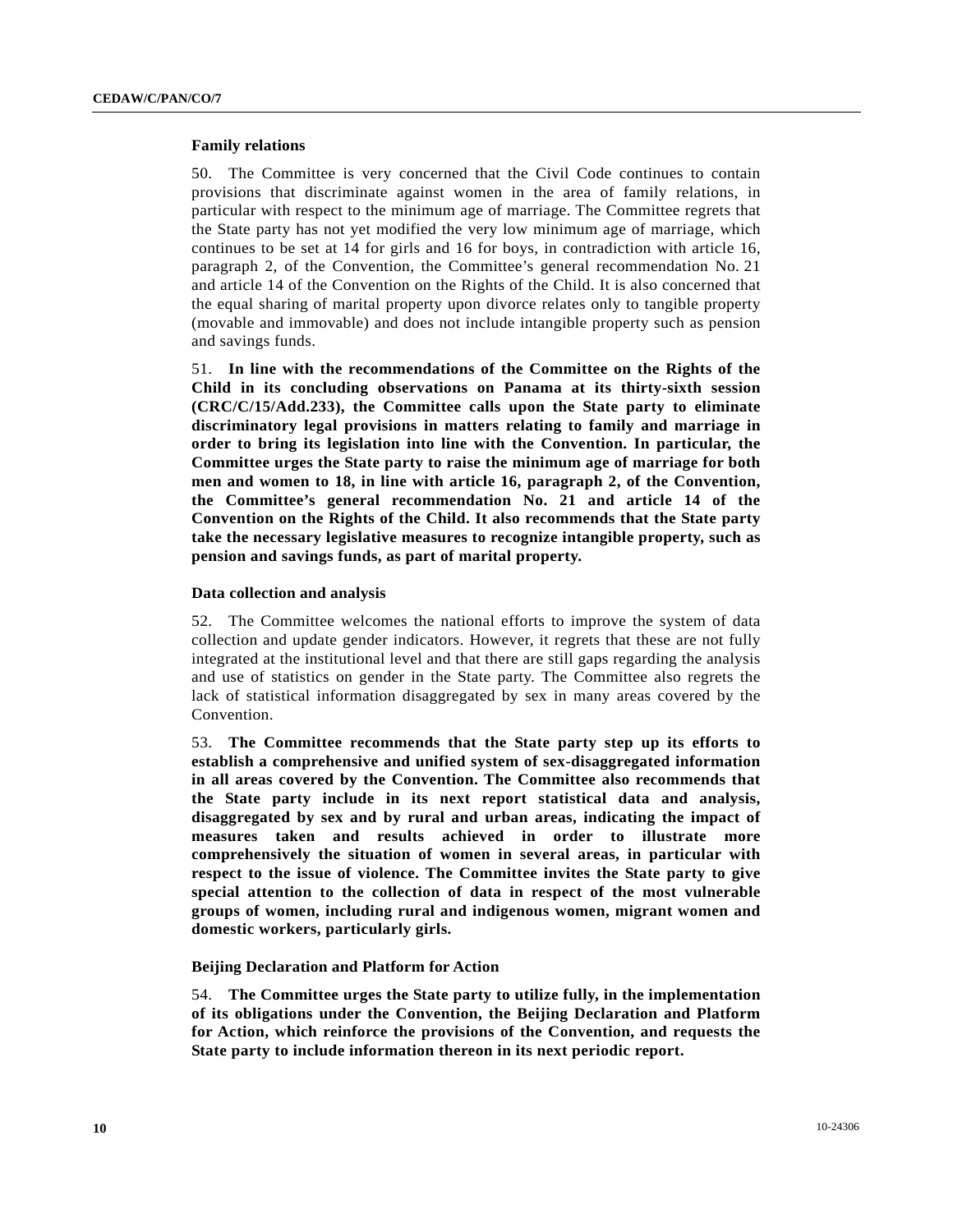### Family relations

50. The Committee is very concerned that the Civil Code continues to contain provisions that discriminate against women in the area of family relations, in particular with respect to the minimum age of marriage. The Committee regrets that the State party has not yet modified the very low minimum age of marriage, which continues to be set at 14 for girls and 16 for boys, in contradiction with article 16, paragraph 2, of the Convention, the Committee's general recommendation No. 21 and article 14 of the Convention on the Rights of the Child. It is also concerned that the equal sharing of marital property upon divorce relates only to tangible property (movable and immovable) and does not include intangible property such as pension and savings funds.

51. **In line with the recommendations of the Committee on the Rights of the Child in its concluding observations on Panama at its thirty-sixth session (CRC/C/15/Add.233), the Committee calls upon the State party to eliminate discriminatory legal provisions in matters relating to family and marriage in order to bring its legislation into line with the Convention. In particular, the Committee urges the State party to raise the minimum age of marriage for both men and women to 18, in line with article 16, paragraph 2, of the Convention, the Committee's general recommendation No. 21 and article 14 of the Convention on the Rights of the Child. It also recommends that the State party take the necessary legislative measures to recognize intangible property, such as pension and savings funds, as part of marital property.**

### Data collection and analysis

52. The Committee welcomes the national efforts to improve the system of data collection and update gender indicators. However, it regrets that these are not fully integrated at the institutional level and that there are still gaps regarding the analysis and use of statistics on gender in the State party. The Committee also regrets the lack of statistical information disaggregated by sex in many areas covered by the Convention.

53. **The Committee recommends that the State party step up its efforts to establish a comprehensive and unified system of sex-disaggregated information in all areas covered by the Convention. The Committee also recommends that the State party include in its next report statistical data and analysis, disaggregated by sex and by rural and urban areas, indicating the impact of measures taken and results achieved in order to illustrate more comprehensively the situation of women in several areas, in particular with respect to the issue of violence. The Committee invites the State party to give special attention to the collection of data in respect of the most vulnerable groups of women, including rural and indigenous women, migrant women and domestic workers, particularly girls.**

### Beijing Declaration and Platform for Action

54. **The Committee urges the State party to utilize fully, in the implementation of its obligations under the Convention, the Beijing Declaration and Platform for Action, which reinforce the provisions of the Convention, and requests the State party to include information thereon in its next periodic report.**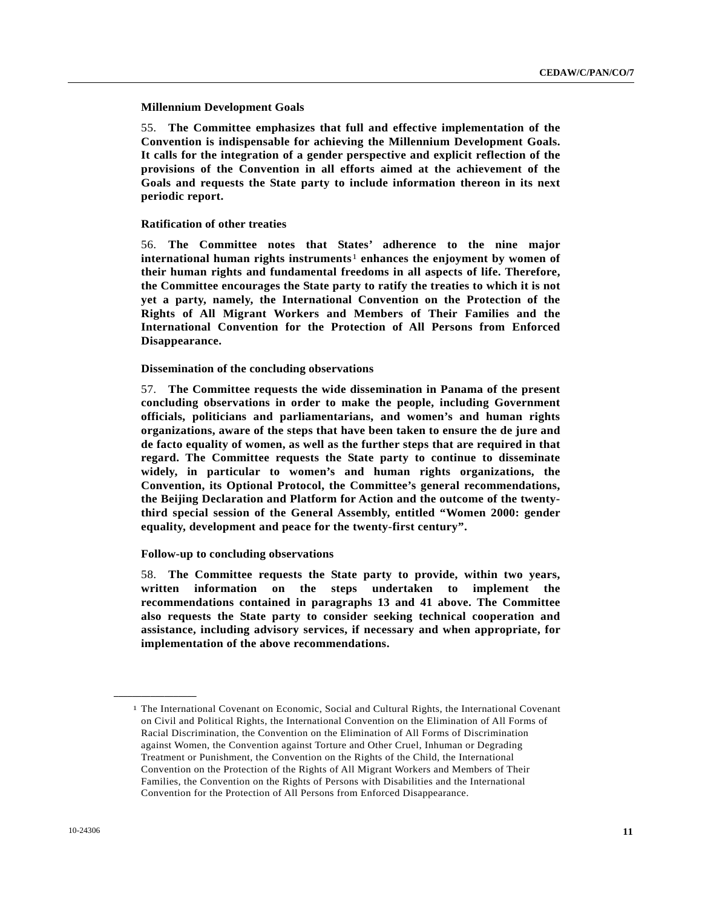**Millennium Development Goals**

55. **The Committee emphasizes that full and effective implementation of the Convention is indispensable for achieving the Millennium Development Goals. It calls for the integration of a gender perspective and explicit reflection of the provisions of the Convention in all efforts aimed at the achievement of the Goals and requests the State party to include information thereon in its next periodic report.**

**Ratification of other treaties**

56. **The Committee notes that States' adherence to the nine major international human rights instruments[1] enhances the enjoyment by women of their human rights and fundamental freedoms in all aspects of life. Therefore, the Committee encourages the State party to ratify the treaties to which it is not yet a party, namely, the International Convention on the Protection of the Rights of All Migrant Workers and Members of Their Families and the International Convention for the Protection of All Persons from Enforced Disappearance.**

**Dissemination of the concluding observations**

57. **The Committee requests the wide dissemination in Panama of the present concluding observations in order to make the people, including Government officials, politicians and parliamentarians, and women's and human rights organizations, aware of the steps that have been taken to ensure the de jure and de facto equality of women, as well as the further steps that are required in that regard. The Committee requests the State party to continue to disseminate widely, in particular to women's and human rights organizations, the Convention, its Optional Protocol, the Committee's general recommendations, the Beijing Declaration and Platform for Action and the outcome of the twenty-third special session of the General Assembly, entitled "Women 2000: gender equality, development and peace for the twenty-first century".**

**Follow-up to concluding observations**

58. **The Committee requests the State party to provide, within two years, written information on the steps undertaken to implement the recommendations contained in paragraphs 13 and 41 above. The Committee also requests the State party to consider seeking technical cooperation and assistance, including advisory services, if necessary and when appropriate, for implementation of the above recommendations.**

---

[1] The International Covenant on Economic, Social and Cultural Rights, the International Covenant on Civil and Political Rights, the International Convention on the Elimination of All Forms of Racial Discrimination, the Convention on the Elimination of All Forms of Discrimination against Women, the Convention against Torture and Other Cruel, Inhuman or Degrading Treatment or Punishment, the Convention on the Rights of the Child, the International Convention on the Protection of the Rights of All Migrant Workers and Members of Their Families, the Convention on the Rights of Persons with Disabilities and the International Convention for the Protection of All Persons from Enforced Disappearance.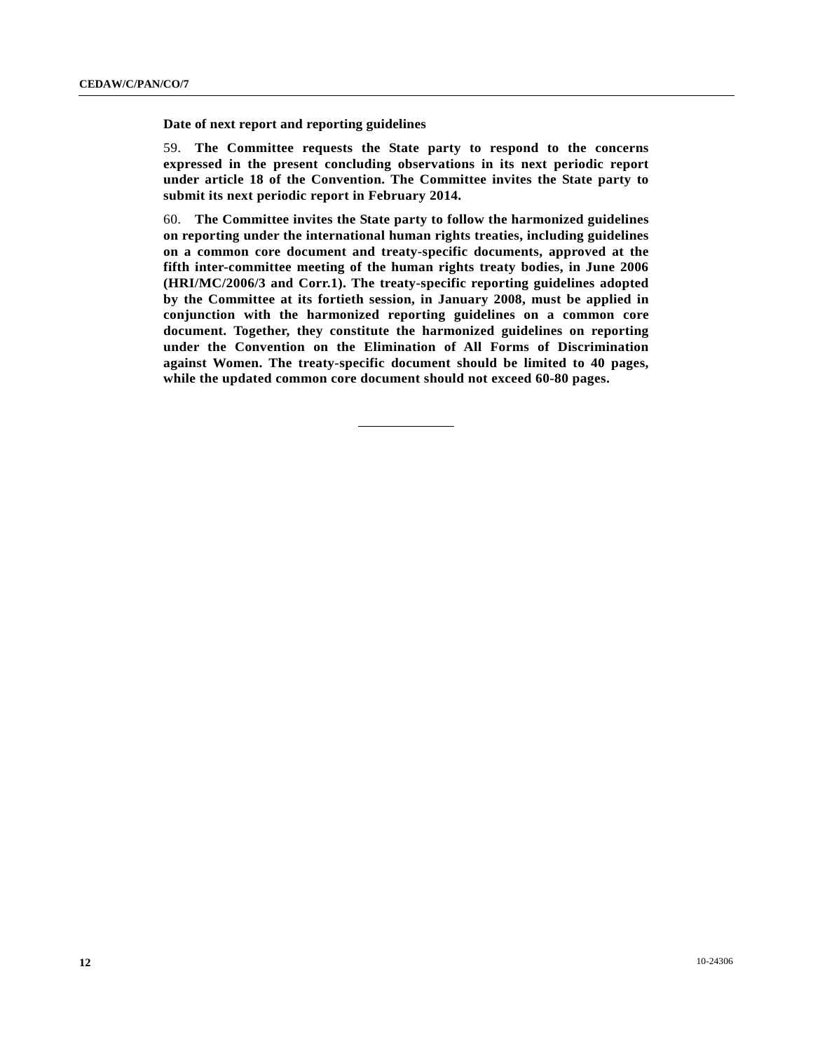**Date of next report and reporting guidelines**

59. **The Committee requests the State party to respond to the concerns expressed in the present concluding observations in its next periodic report under article 18 of the Convention. The Committee invites the State party to submit its next periodic report in February 2014.**

60. **The Committee invites the State party to follow the harmonized guidelines on reporting under the international human rights treaties, including guidelines on a common core document and treaty-specific documents, approved at the fifth inter-committee meeting of the human rights treaty bodies, in June 2006 (HRI/MC/2006/3 and Corr.1). The treaty-specific reporting guidelines adopted by the Committee at its fortieth session, in January 2008, must be applied in conjunction with the harmonized reporting guidelines on a common core document. Together, they constitute the harmonized guidelines on reporting under the Convention on the Elimination of All Forms of Discrimination against Women. The treaty-specific document should be limited to 40 pages, while the updated common core document should not exceed 60-80 pages.**